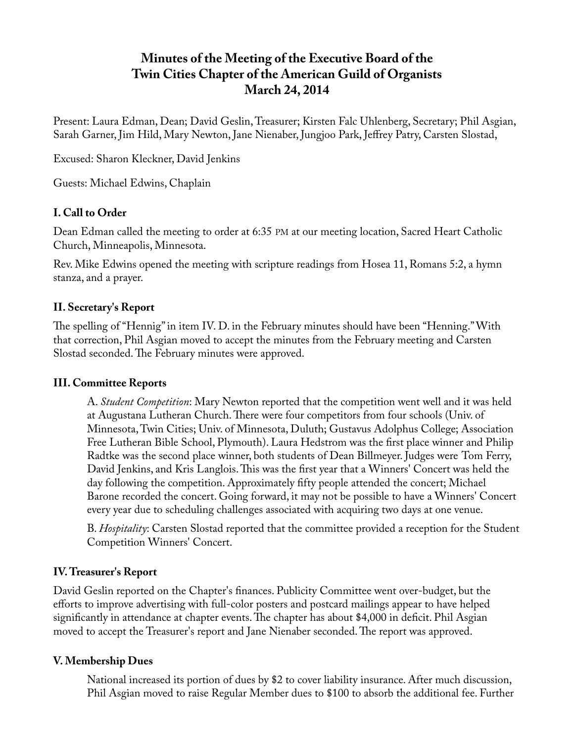# Minutes of the Meeting of the Executive Board of the Twin Cities Chapter of the American Guild of Organists March 24, 2014

Present: Laura Edman, Dean; David Geslin, Treasurer; Kirsten Falc Uhlenberg, Secretary; Phil Asgian, Sarah Garner, Jim Hild, Mary Newton, Jane Nienaber, Jungjoo Park, Jeffrey Patry, Carsten Slostad,

Excused: Sharon Kleckner, David Jenkins

Guests: Michael Edwins, Chaplain

## I. Call to Order

Dean Edman called the meeting to order at 6:35 PM at our meeting location, Sacred Heart Catholic Church, Minneapolis, Minnesota.

Rev. Mike Edwins opened the meeting with scripture readings from Hosea 11, Romans 5:2, a hymn stanza, and a prayer.

## II. Secretary's Report

The spelling of "Hennig" in item IV. D. in the February minutes should have been "Henning." With that correction, Phil Asgian moved to accept the minutes from the February meeting and Carsten Slostad seconded. The February minutes were approved.

## III. Committee Reports

A. *Student Competition*: Mary Newton reported that the competition went well and it was held at Augustana Lutheran Church. There were four competitors from four schools (Univ. of Minnesota, Twin Cities; Univ. of Minnesota, Duluth; Gustavus Adolphus College; Association Free Lutheran Bible School, Plymouth). Laura Hedstrom was the first place winner and Philip Radtke was the second place winner, both students of Dean Billmeyer. Judges were Tom Ferry, David Jenkins, and Kris Langlois. This was the first year that a Winners' Concert was held the day following the competition. Approximately fifty people attended the concert; Michael Barone recorded the concert. Going forward, it may not be possible to have a Winners' Concert every year due to scheduling challenges associated with acquiring two days at one venue.

B. *Hospitality*: Carsten Slostad reported that the committee provided a reception for the Student Competition Winners' Concert.

## IV. Treasurer's Report

David Geslin reported on the Chapter's finances. Publicity Committee went over-budget, but the efforts to improve advertising with full-color posters and postcard mailings appear to have helped significantly in attendance at chapter events. The chapter has about $4,000 in deficit. Phil Asgian moved to accept the Treasurer's report and Jane Nienaber seconded. The report was approved.

## V. Membership Dues

National increased its portion of dues by $2 to cover liability insurance. After much discussion, Phil Asgian moved to raise Regular Member dues to $100 to absorb the additional fee. Further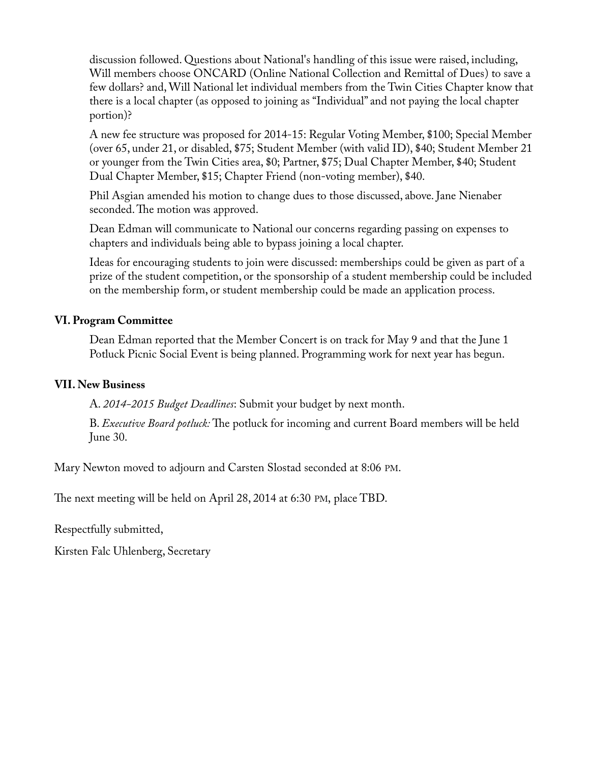discussion followed. Questions about National's handling of this issue were raised, including, Will members choose ONCARD (Online National Collection and Remittal of Dues) to save a few dollars? and, Will National let individual members from the Twin Cities Chapter know that there is a local chapter (as opposed to joining as "Individual" and not paying the local chapter portion)?

A new fee structure was proposed for 2014-15: Regular Voting Member, $100; Special Member (over 65, under 21, or disabled, $75; Student Member (with valid ID), $40; Student Member 21 or younger from the Twin Cities area, $0; Partner, $75; Dual Chapter Member, $40; Student Dual Chapter Member, $15; Chapter Friend (non-voting member), $40.

Phil Asgian amended his motion to change dues to those discussed, above. Jane Nienaber seconded. The motion was approved.

Dean Edman will communicate to National our concerns regarding passing on expenses to chapters and individuals being able to bypass joining a local chapter.

Ideas for encouraging students to join were discussed: memberships could be given as part of a prize of the student competition, or the sponsorship of a student membership could be included on the membership form, or student membership could be made an application process.

**VI. Program Committee**

Dean Edman reported that the Member Concert is on track for May 9 and that the June 1 Potluck Picnic Social Event is being planned. Programming work for next year has begun.

**VII. New Business**

A. *2014-2015 Budget Deadlines*: Submit your budget by next month.

B. *Executive Board potluck:* The potluck for incoming and current Board members will be held June 30.

Mary Newton moved to adjourn and Carsten Slostad seconded at 8:06 PM.

The next meeting will be held on April 28, 2014 at 6:30 PM, place TBD.

Respectfully submitted,

Kirsten Falc Uhlenberg, Secretary